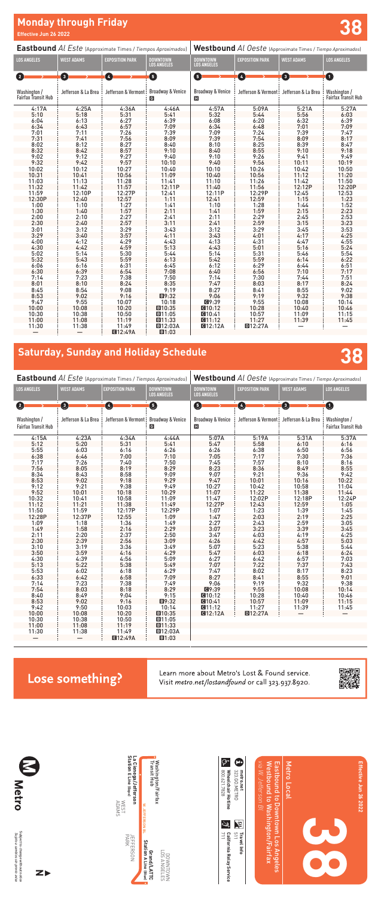# Monday through Friday

Effective Jun 26 2022

# 38

| Eastbound *Al Este* (Approximate Times / *Tiempos Aproximados*) | | | | Westbound *Al Oeste* (Approximate Times / *Tiempo Aproximados*) | | | |
|---|---|---|---|---|---|---|---|
| LOS ANGELES | WEST ADAMS | EXPOSITION PARK | DOWNTOWN LOS ANGELES | DOWNTOWN LOS ANGELES | EXPOSITION PARK | WEST ADAMS | LOS ANGELES |
| 2 | 3 | 4 | 5 | 5 | 4 | 3 | 1 |
| Washington / Fairfax Transit Hub | Jefferson & La Brea | Jefferson & Vermont | Broadway & Venice G | Broadway & Venice H | Jefferson & Vermont | Jefferson & La Brea | Washington / Fairfax Transit Hub |
| 4:17A | 4:25A | 4:36A | 4:46A | 4:57A | 5:09A | 5:21A | 5:27A |
| 5:10 | 5:18 | 5:31 | 5:41 | 5:32 | 5:44 | 5:56 | 6:03 |
| 6:04 | 6:13 | 6:27 | 6:39 | 6:08 | 6:20 | 6:32 | 6:39 |
| 6:34 | 6:43 | 6:57 | 7:09 | 6:34 | 6:48 | 7:01 | 7:09 |
| 7:01 | 7:11 | 7:26 | 7:39 | 7:09 | 7:24 | 7:39 | 7:47 |
| 7:31 | 7:41 | 7:56 | 8:09 | 7:39 | 7:54 | 8:09 | 8:17 |
| 8:02 | 8:12 | 8:27 | 8:40 | 8:10 | 8:25 | 8:39 | 8:47 |
| 8:32 | 8:42 | 8:57 | 9:10 | 8:40 | 8:55 | 9:10 | 9:18 |
| 9:02 | 9:12 | 9:27 | 9:40 | 9:10 | 9:26 | 9:41 | 9:49 |
| 9:32 | 9:42 | 9:57 | 10:10 | 9:40 | 9:56 | 10:11 | 10:19 |
| 10:02 | 10:12 | 10:27 | 10:40 | 10:10 | 10:26 | 10:42 | 10:50 |
| 10:31 | 10:41 | 10:56 | 11:09 | 10:40 | 10:56 | 11:12 | 11:20 |
| 11:03 | 11:13 | 11:28 | 11:41 | 11:10 | 11:26 | 11:42 | 11:50 |
| 11:32 | 11:42 | 11:57 | 12:11P | 11:40 | 11:56 | 12:12P | 12:20P |
| 11:59 | 12:10P | 12:27P | 12:41 | 12:11P | 12:29P | 12:45 | 12:53 |
| 12:30P | 12:40 | 12:57 | 1:11 | 12:41 | 12:59 | 1:15 | 1:23 |
| 1:00 | 1:10 | 1:27 | 1:41 | 1:10 | 1:28 | 1:44 | 1:52 |
| 1:30 | 1:40 | 1:57 | 2:11 | 1:41 | 1:59 | 2:15 | 2:23 |
| 2:00 | 2:10 | 2:27 | 2:41 | 2:11 | 2:29 | 2:45 | 2:53 |
| 2:30 | 2:40 | 2:57 | 3:11 | 2:41 | 2:59 | 3:15 | 3:23 |
| 3:01 | 3:12 | 3:29 | 3:43 | 3:12 | 3:29 | 3:45 | 3:53 |
| 3:29 | 3:40 | 3:57 | 4:11 | 3:43 | 4:01 | 4:17 | 4:25 |
| 4:00 | 4:12 | 4:29 | 4:43 | 4:13 | 4:31 | 4:47 | 4:55 |
| 4:30 | 4:42 | 4:59 | 5:13 | 4:43 | 5:01 | 5:16 | 5:24 |
| 5:02 | 5:14 | 5:30 | 5:44 | 5:14 | 5:31 | 5:46 | 5:54 |
| 5:32 | 5:43 | 5:59 | 6:13 | 5:42 | 5:59 | 6:14 | 6:22 |
| 6:06 | 6:16 | 6:31 | 6:45 | 6:12 | 6:29 | 6:44 | 6:51 |
| 6:30 | 6:39 | 6:54 | 7:08 | 6:40 | 6:56 | 7:10 | 7:17 |
| 7:14 | 7:23 | 7:38 | 7:50 | 7:14 | 7:30 | 7:44 | 7:51 |
| 8:01 | 8:10 | 8:24 | 8:35 | 7:47 | 8:03 | 8:17 | 8:24 |
| 8:45 | 8:54 | 9:08 | 9:19 | 8:27 | 8:41 | 8:55 | 9:02 |
| 8:53 | 9:02 | 9:16 | B9:32 | 9:06 | 9:19 | 9:32 | 9:38 |
| 9:47 | 9:55 | 10:07 | 10:18 | C9:39 | 9:55 | 10:08 | 10:14 |
| 10:00 | 10:08 | 10:20 | B10:35 | C10:12 | 10:28 | 10:40 | 10:46 |
| 10:30 | 10:38 | 10:50 | B11:05 | C10:41 | 10:57 | 11:09 | 11:15 |
| 11:00 | 11:08 | 11:19 | B11:33 | C11:12 | 11:27 | 11:39 | 11:45 |
| 11:30 | 11:38 | 11:49 | B12:03A | C12:12A | D12:27A | — | — |
| — | — | E12:49A | B1:03 | | | | |

# Saturday, Sunday and Holiday Schedule

# 38

| Eastbound *Al Este* (Approximate Times / *Tiempos Aproximados*) | | | | Westbound *Al Oeste* (Approximate Times / *Tiempo Aproximados*) | | | |
|---|---|---|---|---|---|---|---|
| LOS ANGELES | WEST ADAMS | EXPOSITION PARK | DOWNTOWN LOS ANGELES | DOWNTOWN LOS ANGELES | EXPOSITION PARK | WEST ADAMS | LOS ANGELES |
| 2 | 3 | 4 | 5 | 5 | 4 | 3 | 1 |
| Washington / Fairfax Transit Hub | Jefferson & La Brea | Jefferson & Vermont | Broadway & Venice G | Broadway & Venice H | Jefferson & Vermont | Jefferson & La Brea | Washington / Fairfax Transit Hub |
| 4:15A | 4:23A | 4:34A | 4:44A | 5:07A | 5:19A | 5:31A | 5:37A |
| 5:12 | 5:20 | 5:31 | 5:41 | 5:47 | 5:58 | 6:10 | 6:16 |
| 5:55 | 6:03 | 6:16 | 6:26 | 6:26 | 6:38 | 6:50 | 6:56 |
| 6:38 | 6:46 | 7:00 | 7:10 | 7:05 | 7:17 | 7:30 | 7:36 |
| 7:17 | 7:26 | 7:40 | 7:50 | 7:45 | 7:57 | 8:10 | 8:16 |
| 7:56 | 8:05 | 8:19 | 8:29 | 8:23 | 8:36 | 8:49 | 8:55 |
| 8:34 | 8:43 | 8:58 | 9:09 | 9:07 | 9:21 | 9:36 | 9:42 |
| 8:53 | 9:02 | 9:18 | 9:29 | 9:47 | 10:01 | 10:16 | 10:22 |
| 9:12 | 9:21 | 9:38 | 9:49 | 10:27 | 10:42 | 10:58 | 11:04 |
| 9:52 | 10:01 | 10:18 | 10:29 | 11:07 | 11:22 | 11:38 | 11:44 |
| 10:32 | 10:41 | 10:58 | 11:09 | 11:47 | 12:02P | 12:18P | 12:24P |
| 11:12 | 11:21 | 11:38 | 11:49 | 12:27P | 12:43 | 12:59 | 1:05 |
| 11:50 | 11:59 | 12:17P | 12:29P | 1:07 | 1:23 | 1:39 | 1:45 |
| 12:28P | 12:37P | 12:55 | 1:09 | 1:47 | 2:03 | 2:19 | 2:25 |
| 1:09 | 1:18 | 1:36 | 1:49 | 2:27 | 2:43 | 2:59 | 3:05 |
| 1:49 | 1:58 | 2:16 | 2:29 | 3:07 | 3:23 | 3:39 | 3:45 |
| 2:11 | 2:20 | 2:37 | 2:50 | 3:47 | 4:03 | 4:19 | 4:25 |
| 2:30 | 2:39 | 2:56 | 3:09 | 4:26 | 4:42 | 4:57 | 5:03 |
| 3:10 | 3:19 | 3:36 | 3:49 | 5:07 | 5:23 | 5:38 | 5:44 |
| 3:50 | 3:59 | 4:16 | 4:29 | 5:47 | 6:03 | 6:18 | 6:24 |
| 4:30 | 4:39 | 4:56 | 5:09 | 6:27 | 6:42 | 6:57 | 7:03 |
| 5:13 | 5:22 | 5:38 | 5:49 | 7:07 | 7:22 | 7:37 | 7:43 |
| 5:53 | 6:02 | 6:18 | 6:29 | 7:47 | 8:02 | 8:17 | 8:23 |
| 6:33 | 6:42 | 6:58 | 7:09 | 8:27 | 8:41 | 8:55 | 9:01 |
| 7:14 | 7:23 | 7:38 | 7:49 | 9:06 | 9:19 | 9:32 | 9:38 |
| 7:54 | 8:03 | 8:18 | 8:29 | C9:39 | 9:55 | 10:08 | 10:14 |
| 8:40 | 8:49 | 9:04 | 9:15 | C10:12 | 10:28 | 10:40 | 10:46 |
| 8:53 | 9:02 | 9:16 | B9:32 | C10:41 | 10:57 | 11:09 | 11:15 |
| 9:42 | 9:50 | 10:03 | 10:14 | C11:12 | 11:27 | 11:39 | 11:45 |
| 10:00 | 10:08 | 10:20 | B10:35 | C12:12A | D12:27A | — | — |
| 10:30 | 10:38 | 10:50 | B11:05 | | | | |
| 11:00 | 11:08 | 11:19 | B11:33 | | | | |
| 11:30 | 11:38 | 11:49 | B12:03A | | | | |
| — | — | E12:49A | B1:03 | | | | |

## Lose something?

Learn more about Metro's Lost & Found service. Visit *metro.net/lostandfound* or call 323.937.8920.

Effective Jun 26 2022

# 38

Metro Local

Eastbound to Downtown Los Angeles
Westbound to Washington/Fairfax
*via W. Jefferson Bl*

metro.net
323.GO.METRO

Wheelchair Hotline
800.621.7828

Travel Info
511

California Relay Service
711

Washington/Fairfax Transit Hub

W. JEFFERSON BL

La Cienega/Jefferson Station E Line (Expo)

WEST ADAMS

JEFFERSON PARK

Grand/LATTC Station A Line (Blue)

DOWNTOWN LOS ANGELES

Metro

Subject to change without notice
*Sujeto a cambios sin previo aviso*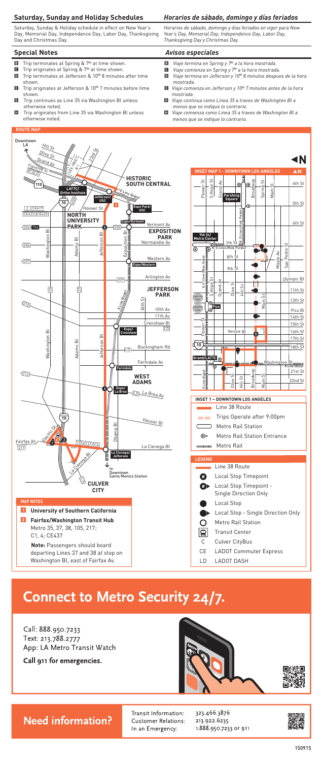## Saturday, Sunday and Holiday Schedules

Saturday, Sunday & Holiday schedule in effect on New Year's Day, Memorial Day, Independence Day, Labor Day, Thanksgiving Day and Christmas Day.

## *Horarios de sábado, domingo y días feriados*

*Horarios de sábado, domingo y días feriados en vigor para New Year's Day, Memorial Day, Independence Day, Labor Day, Thanksgiving Day y Christmas Day.*

## Special Notes

- **B** Trip terminates at Spring & 7th at time shown.
- **C** Trip originates at Spring & 7th at time shown.
- **D** Trip terminates at Jefferson & 10th 8 minutes after time shown.
- **E** Trip originates at Jefferson & 10th 7 minutes before time shown.
- **G** Trip continues as Line 35 via Washington Bl unless otherwise noted.
- **H** Trip originates from Line 35 via Washington Bl unless otherwise noted.

## *Avisos especiales*

- **B** *Viaje termina en Spring y 7th a la hora mostrada.*
- **C** *Viaje comienza en Spring y 7th a la hora mostrada.*
- **D** *Viaje termina en Jefferson y 10th 8 minutos despues de la hora mostrada.*
- **E** *Viaje comienza en Jefferson y 10th 7 minutos antes de la hora mostrada.*
- **G** *Viaje continua como Línea 35 a traves de Washington Bl a menos que se indique lo contrario.*
- **H** *Viaje comienza como Línea 35 a traves de Washington Bl a menos que se indique lo contrario.*

### ROUTE MAP

### MAP NOTES

1. **University of Southern California**
2. **Fairfax/Washington Transit Hub**
   Metro 35, 37, 38, 105, 217; C1, 4; CE437

   **Note:** Passengers should board departing Lines 37 and 38 at stop on Washington Bl, east of Fairfax Av.

### INSET 1 – DOWNTOWN LOS ANGELES

- Line 38 Route
- Trips Operate after 9:00pm
- Metro Rail Station
- Metro Rail Station Entrance
- Metro Rail

### LEGEND

- Line 38 Route
- Local Stop Timepoint
- Local Stop Timepoint - Single Direction Only
- Local Stop
- Local Stop - Single Direction Only
- Metro Rail Station
- Transit Center
- C Culver CityBus
- CE LADOT Commuter Express
- LD LADOT DASH

# Connect to Metro Security 24/7.

Call: 888.950.7233
Text: 213.788.2777
App: LA Metro Transit Watch

**Call 911 for emergencies.**

# Need information?

Transit Information: 323.466.3876
Customer Relations: 213.922.6235
In an Emergency: 1.888.950.7233 or 911

150915